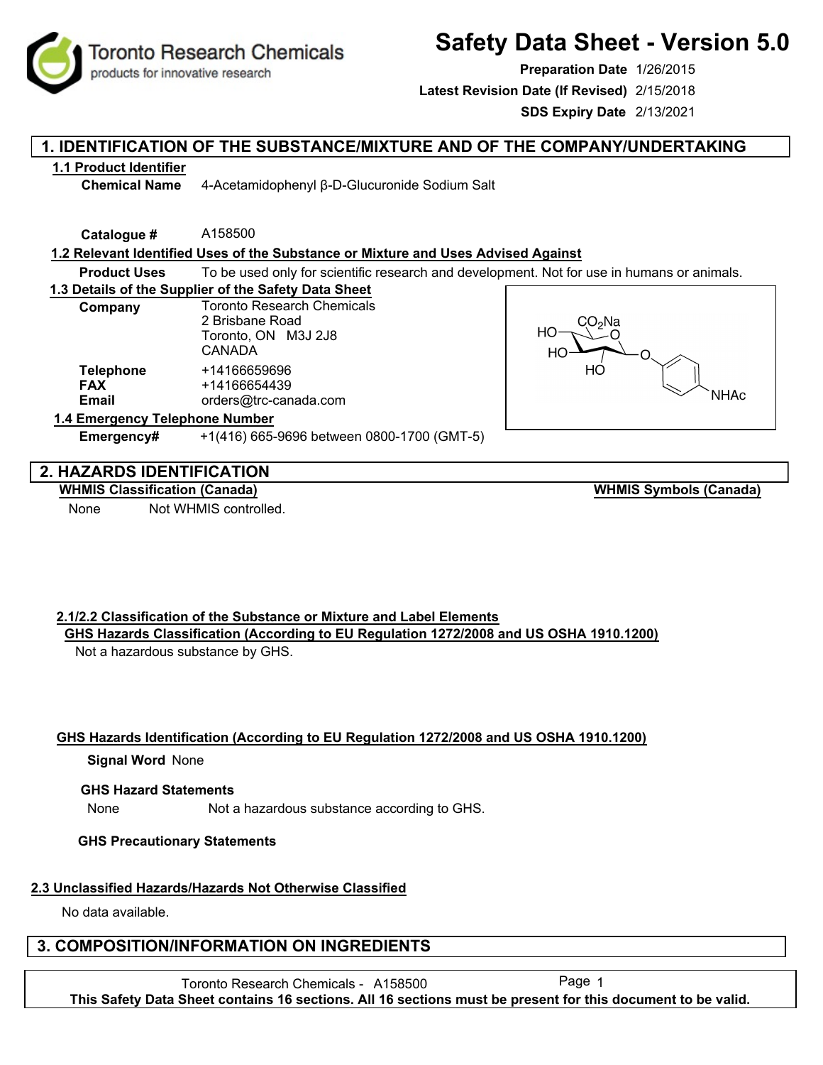# Safety Data Sheet - Version 5.0

**Preparation Date** 1/26/2015
**Latest Revision Date (If Revised)** 2/15/2018
**SDS Expiry Date** 2/13/2021

## 1. IDENTIFICATION OF THE SUBSTANCE/MIXTURE AND OF THE COMPANY/UNDERTAKING

### 1.1 Product Identifier

**Chemical Name** 4-Acetamidophenyl β-D-Glucuronide Sodium Salt

**Catalogue #** A158500

### 1.2 Relevant Identified Uses of the Substance or Mixture and Uses Advised Against

**Product Uses** To be used only for scientific research and development. Not for use in humans or animals.

### 1.3 Details of the Supplier of the Safety Data Sheet

**Company** Toronto Research Chemicals
2 Brisbane Road
Toronto, ON M3J 2J8
CANADA

**Telephone** +14166659696
**FAX** +14166654439
**Email** orders@trc-canada.com

### 1.4 Emergency Telephone Number

**Emergency#** +1(416) 665-9696 between 0800-1700 (GMT-5)

## 2. HAZARDS IDENTIFICATION

**WHMIS Classification (Canada)**

None Not WHMIS controlled.

**WHMIS Symbols (Canada)**

### 2.1/2.2 Classification of the Substance or Mixture and Label Elements

**GHS Hazards Classification (According to EU Regulation 1272/2008 and US OSHA 1910.1200)**

Not a hazardous substance by GHS.

**GHS Hazards Identification (According to EU Regulation 1272/2008 and US OSHA 1910.1200)**

**Signal Word** None

**GHS Hazard Statements**

None Not a hazardous substance according to GHS.

**GHS Precautionary Statements**

### 2.3 Unclassified Hazards/Hazards Not Otherwise Classified

No data available.

## 3. COMPOSITION/INFORMATION ON INGREDIENTS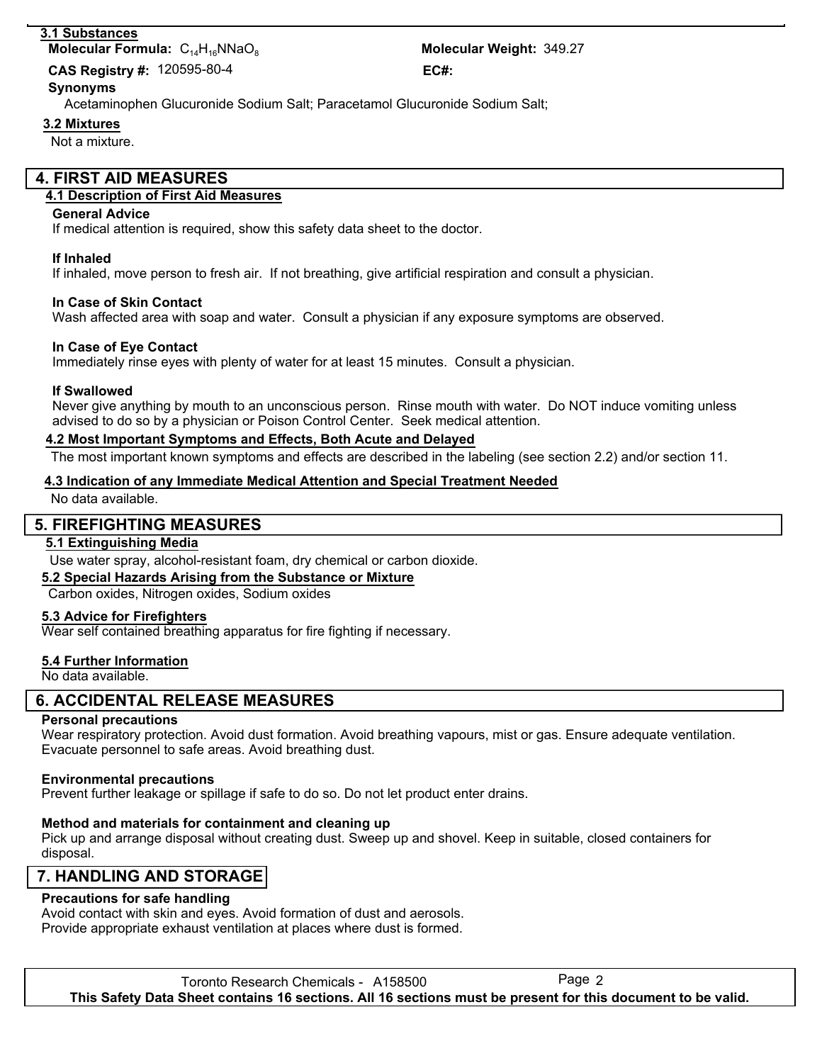### 3.1 Substances

**Molecular Formula:** $C_{14}H_{16}NNaO_8$

**Molecular Weight:** 349.27

**CAS Registry #:** 120595-80-4

**EC#:**

**Synonyms**

Acetaminophen Glucuronide Sodium Salt; Paracetamol Glucuronide Sodium Salt;

### 3.2 Mixtures

Not a mixture.

## 4. FIRST AID MEASURES

### 4.1 Description of First Aid Measures

**General Advice**

If medical attention is required, show this safety data sheet to the doctor.

**If Inhaled**

If inhaled, move person to fresh air. If not breathing, give artificial respiration and consult a physician.

**In Case of Skin Contact**

Wash affected area with soap and water. Consult a physician if any exposure symptoms are observed.

**In Case of Eye Contact**

Immediately rinse eyes with plenty of water for at least 15 minutes. Consult a physician.

**If Swallowed**

Never give anything by mouth to an unconscious person. Rinse mouth with water. Do NOT induce vomiting unless advised to do so by a physician or Poison Control Center. Seek medical attention.

### 4.2 Most Important Symptoms and Effects, Both Acute and Delayed

The most important known symptoms and effects are described in the labeling (see section 2.2) and/or section 11.

### 4.3 Indication of any Immediate Medical Attention and Special Treatment Needed

No data available.

## 5. FIREFIGHTING MEASURES

### 5.1 Extinguishing Media

Use water spray, alcohol-resistant foam, dry chemical or carbon dioxide.

### 5.2 Special Hazards Arising from the Substance or Mixture

Carbon oxides, Nitrogen oxides, Sodium oxides

### 5.3 Advice for Firefighters

Wear self contained breathing apparatus for fire fighting if necessary.

### 5.4 Further Information

No data available.

## 6. ACCIDENTAL RELEASE MEASURES

**Personal precautions**

Wear respiratory protection. Avoid dust formation. Avoid breathing vapours, mist or gas. Ensure adequate ventilation. Evacuate personnel to safe areas. Avoid breathing dust.

**Environmental precautions**

Prevent further leakage or spillage if safe to do so. Do not let product enter drains.

**Method and materials for containment and cleaning up**

Pick up and arrange disposal without creating dust. Sweep up and shovel. Keep in suitable, closed containers for disposal.

## 7. HANDLING AND STORAGE

**Precautions for safe handling**

Avoid contact with skin and eyes. Avoid formation of dust and aerosols.
Provide appropriate exhaust ventilation at places where dust is formed.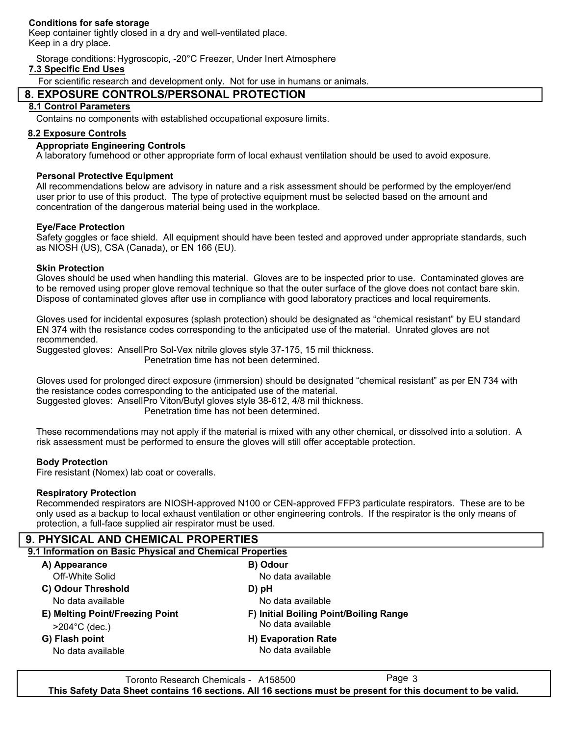**Conditions for safe storage**

Keep container tightly closed in a dry and well-ventilated place.
Keep in a dry place.

Storage conditions: Hygroscopic, -20°C Freezer, Under Inert Atmosphere

### 7.3 Specific End Uses

For scientific research and development only. Not for use in humans or animals.

## 8. EXPOSURE CONTROLS/PERSONAL PROTECTION

### 8.1 Control Parameters

Contains no components with established occupational exposure limits.

### 8.2 Exposure Controls

**Appropriate Engineering Controls**

A laboratory fumehood or other appropriate form of local exhaust ventilation should be used to avoid exposure.

**Personal Protective Equipment**

All recommendations below are advisory in nature and a risk assessment should be performed by the employer/end user prior to use of this product. The type of protective equipment must be selected based on the amount and concentration of the dangerous material being used in the workplace.

**Eye/Face Protection**

Safety goggles or face shield. All equipment should have been tested and approved under appropriate standards, such as NIOSH (US), CSA (Canada), or EN 166 (EU).

**Skin Protection**

Gloves should be used when handling this material. Gloves are to be inspected prior to use. Contaminated gloves are to be removed using proper glove removal technique so that the outer surface of the glove does not contact bare skin. Dispose of contaminated gloves after use in compliance with good laboratory practices and local requirements.

Gloves used for incidental exposures (splash protection) should be designated as “chemical resistant” by EU standard EN 374 with the resistance codes corresponding to the anticipated use of the material. Unrated gloves are not recommended.
Suggested gloves: AnsellPro Sol-Vex nitrile gloves style 37-175, 15 mil thickness.
Penetration time has not been determined.

Gloves used for prolonged direct exposure (immersion) should be designated “chemical resistant” as per EN 734 with the resistance codes corresponding to the anticipated use of the material.
Suggested gloves: AnsellPro Viton/Butyl gloves style 38-612, 4/8 mil thickness.
Penetration time has not been determined.

These recommendations may not apply if the material is mixed with any other chemical, or dissolved into a solution. A risk assessment must be performed to ensure the gloves will still offer acceptable protection.

**Body Protection**

Fire resistant (Nomex) lab coat or coveralls.

**Respiratory Protection**

Recommended respirators are NIOSH-approved N100 or CEN-approved FFP3 particulate respirators. These are to be only used as a backup to local exhaust ventilation or other engineering controls. If the respirator is the only means of protection, a full-face supplied air respirator must be used.

## 9. PHYSICAL AND CHEMICAL PROPERTIES

### 9.1 Information on Basic Physical and Chemical Properties

**A) Appearance**
Off-White Solid

**B) Odour**
No data available

**C) Odour Threshold**
No data available

**D) pH**
No data available

**E) Melting Point/Freezing Point**
>204°C (dec.)

**F) Initial Boiling Point/Boiling Range**
No data available

**G) Flash point**
No data available

**H) Evaporation Rate**
No data available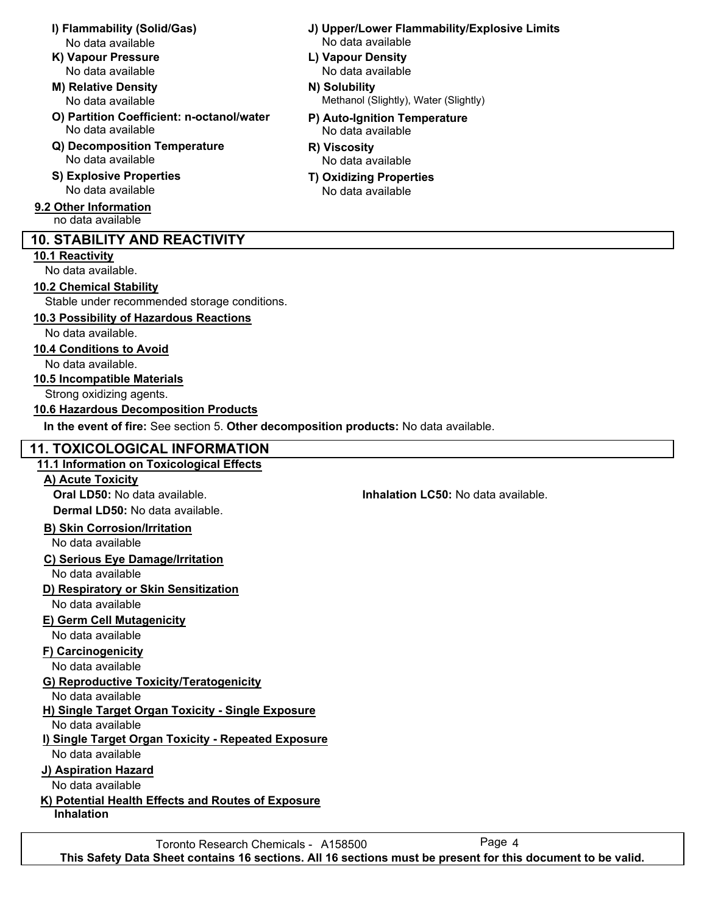**I) Flammability (Solid/Gas)**
No data available

**J) Upper/Lower Flammability/Explosive Limits**
No data available

**K) Vapour Pressure**
No data available

**L) Vapour Density**
No data available

**M) Relative Density**
No data available

**N) Solubility**
Methanol (Slightly), Water (Slightly)

**O) Partition Coefficient: n-octanol/water**
No data available

**P) Auto-Ignition Temperature**
No data available

**Q) Decomposition Temperature**
No data available

**R) Viscosity**
No data available

**S) Explosive Properties**
No data available

**T) Oxidizing Properties**
No data available

### 9.2 Other Information
no data available

## 10. STABILITY AND REACTIVITY

### 10.1 Reactivity
No data available.

### 10.2 Chemical Stability
Stable under recommended storage conditions.

### 10.3 Possibility of Hazardous Reactions
No data available.

### 10.4 Conditions to Avoid
No data available.

### 10.5 Incompatible Materials
Strong oxidizing agents.

### 10.6 Hazardous Decomposition Products
**In the event of fire:** See section 5. **Other decomposition products:** No data available.

## 11. TOXICOLOGICAL INFORMATION

### 11.1 Information on Toxicological Effects

#### A) Acute Toxicity
**Oral LD50:** No data available.

**Inhalation LC50:** No data available.

**Dermal LD50:** No data available.

#### B) Skin Corrosion/Irritation
No data available

#### C) Serious Eye Damage/Irritation
No data available

#### D) Respiratory or Skin Sensitization
No data available

#### E) Germ Cell Mutagenicity
No data available

#### F) Carcinogenicity
No data available

#### G) Reproductive Toxicity/Teratogenicity
No data available

#### H) Single Target Organ Toxicity - Single Exposure
No data available

#### I) Single Target Organ Toxicity - Repeated Exposure
No data available

#### J) Aspiration Hazard
No data available

#### K) Potential Health Effects and Routes of Exposure
**Inhalation**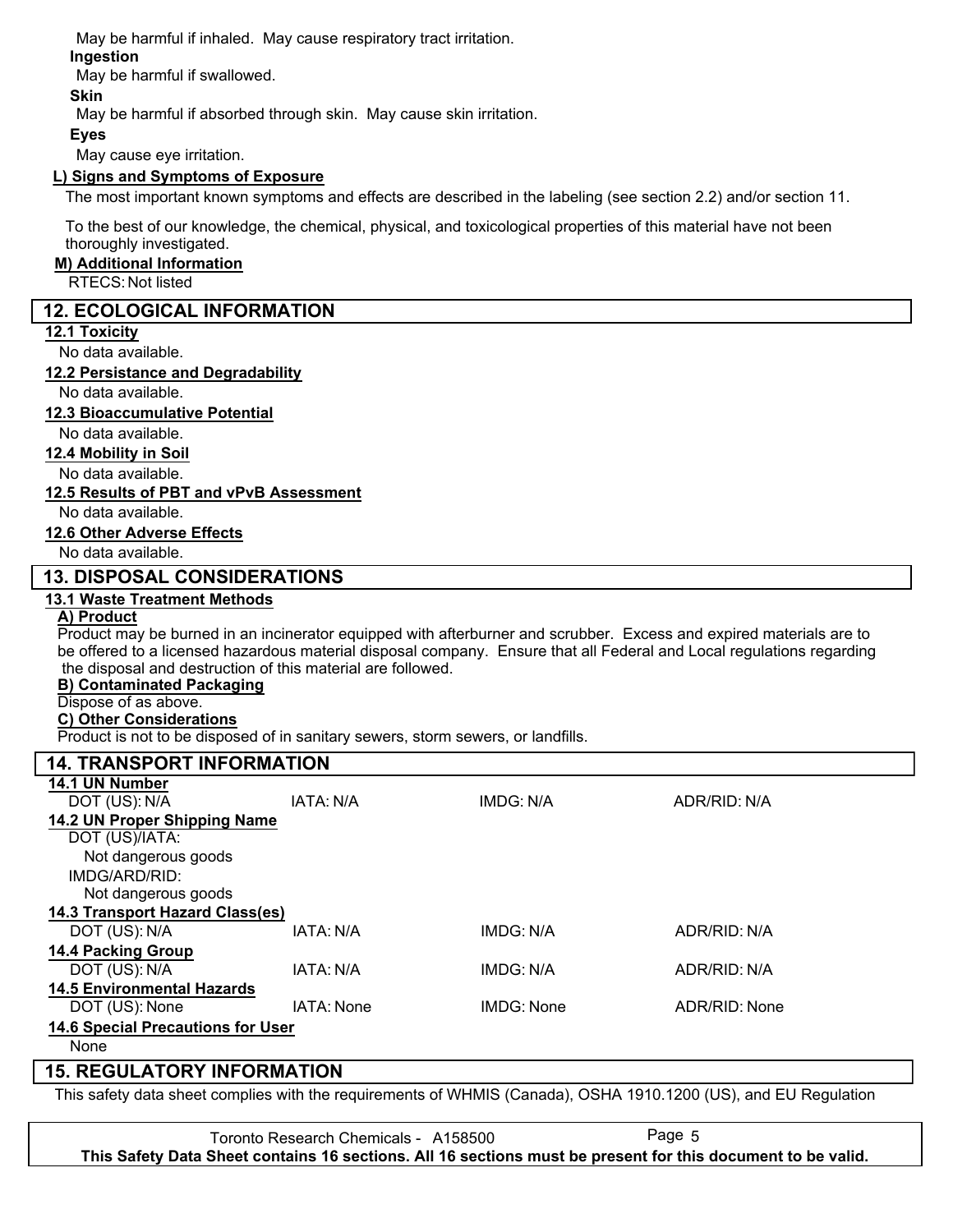May be harmful if inhaled. May cause respiratory tract irritation.

**Ingestion**

May be harmful if swallowed.

**Skin**

May be harmful if absorbed through skin. May cause skin irritation.

**Eyes**

May cause eye irritation.

**L) Signs and Symptoms of Exposure**

The most important known symptoms and effects are described in the labeling (see section 2.2) and/or section 11.

To the best of our knowledge, the chemical, physical, and toxicological properties of this material have not been thoroughly investigated.

**M) Additional Information**

RTECS: Not listed

## 12. ECOLOGICAL INFORMATION

**12.1 Toxicity**

No data available.

**12.2 Persistance and Degradability**

No data available.

**12.3 Bioaccumulative Potential**

No data available.

**12.4 Mobility in Soil**

No data available.

**12.5 Results of PBT and vPvB Assessment**

No data available.

**12.6 Other Adverse Effects**

No data available.

## 13. DISPOSAL CONSIDERATIONS

**13.1 Waste Treatment Methods**

**A) Product**

Product may be burned in an incinerator equipped with afterburner and scrubber. Excess and expired materials are to be offered to a licensed hazardous material disposal company. Ensure that all Federal and Local regulations regarding the disposal and destruction of this material are followed.

**B) Contaminated Packaging**

Dispose of as above.

**C) Other Considerations**

Product is not to be disposed of in sanitary sewers, storm sewers, or landfills.

## 14. TRANSPORT INFORMATION

**14.1 UN Number**

| DOT (US): N/A | IATA: N/A | IMDG: N/A | ADR/RID: N/A |
|---|---|---|---|

**14.2 UN Proper Shipping Name**

DOT (US)/IATA:

Not dangerous goods

IMDG/ARD/RID:

Not dangerous goods

**14.3 Transport Hazard Class(es)**

| DOT (US): N/A | IATA: N/A | IMDG: N/A | ADR/RID: N/A |
|---|---|---|---|

**14.4 Packing Group**

| DOT (US): N/A | IATA: N/A | IMDG: N/A | ADR/RID: N/A |
|---|---|---|---|

**14.5 Environmental Hazards**

| DOT (US): None | IATA: None | IMDG: None | ADR/RID: None |
|---|---|---|---|

**14.6 Special Precautions for User**

None

## 15. REGULATORY INFORMATION

This safety data sheet complies with the requirements of WHMIS (Canada), OSHA 1910.1200 (US), and EU Regulation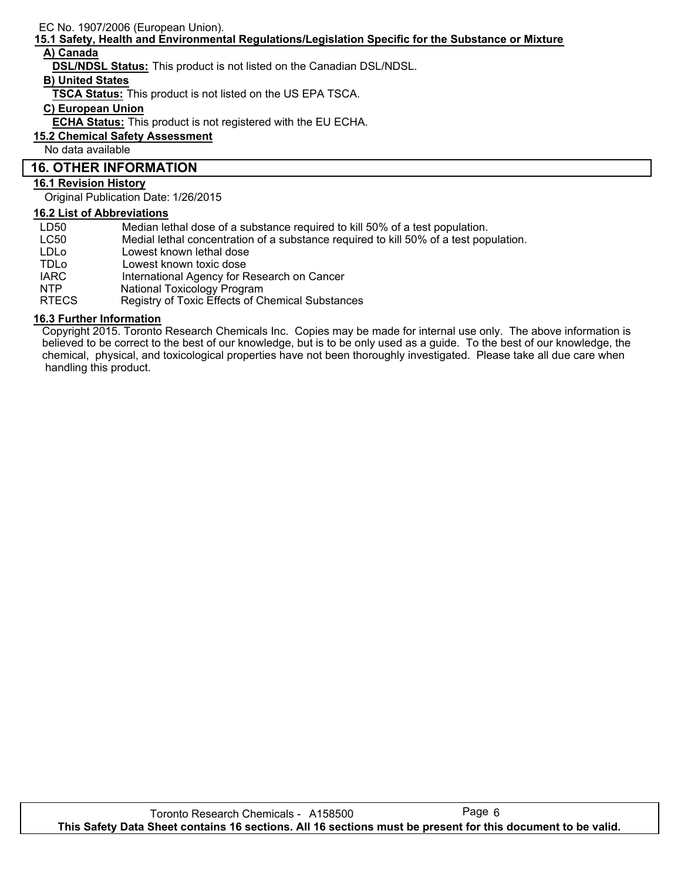EC No. 1907/2006 (European Union).

### 15.1 Safety, Health and Environmental Regulations/Legislation Specific for the Substance or Mixture

**A) Canada**

**DSL/NDSL Status:** This product is not listed on the Canadian DSL/NDSL.

**B) United States**

**TSCA Status:** This product is not listed on the US EPA TSCA.

**C) European Union**

**ECHA Status:** This product is not registered with the EU ECHA.

### 15.2 Chemical Safety Assessment

No data available

## 16. OTHER INFORMATION

### 16.1 Revision History

Original Publication Date: 1/26/2015

### 16.2 List of Abbreviations

| | |
|---|---|
| LD50 | Median lethal dose of a substance required to kill 50% of a test population. |
| LC50 | Medial lethal concentration of a substance required to kill 50% of a test population. |
| LDLo | Lowest known lethal dose |
| TDLo | Lowest known toxic dose |
| IARC | International Agency for Research on Cancer |
| NTP | National Toxicology Program |
| RTECS | Registry of Toxic Effects of Chemical Substances |

### 16.3 Further Information

Copyright 2015. Toronto Research Chemicals Inc. Copies may be made for internal use only. The above information is believed to be correct to the best of our knowledge, but is to be only used as a guide. To the best of our knowledge, the chemical, physical, and toxicological properties have not been thoroughly investigated. Please take all due care when handling this product.

Toronto Research Chemicals - A158500

**This Safety Data Sheet contains 16 sections. All 16 sections must be present for this document to be valid.**